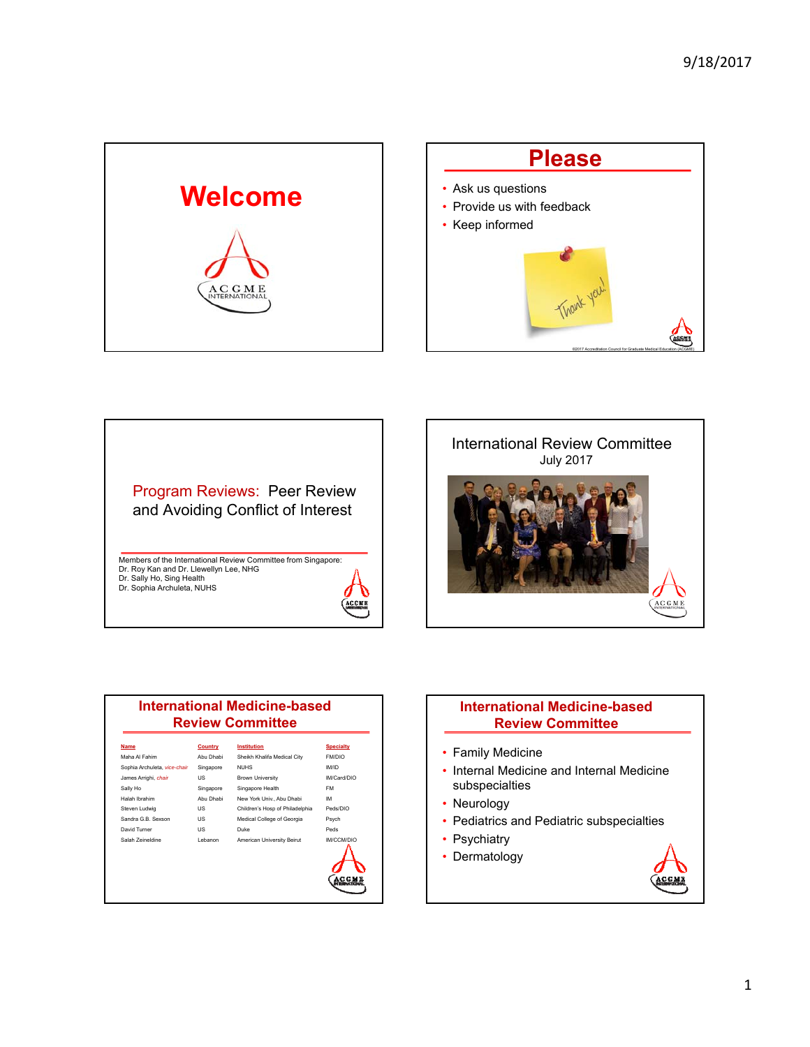# Welcome

ACGME INTERNATIONAL

# Please

- Ask us questions
- Provide us with feedback
- Keep informed

Thank you!

©2017 Accreditation Council for Graduate Medical Education (ACGME)

# Program Reviews: Peer Review and Avoiding Conflict of Interest

Members of the International Review Committee from Singapore:
Dr. Roy Kan and Dr. Llewellyn Lee, NHG
Dr. Sally Ho, Sing Health
Dr. Sophia Archuleta, NUHS

# International Review Committee

July 2017

# International Medicine-based Review Committee

| Name | Country | Institution | Specialty |
|---|---|---|---|
| Maha Al Fahim | Abu Dhabi | Sheikh Khalifa Medical City | FM/DIO |
| Sophia Archuleta, *vice-chair* | Singapore | NUHS | IM/ID |
| James Arrighi, *chair* | US | Brown University | IM/Card/DIO |
| Sally Ho | Singapore | Singapore Health | FM |
| Halah Ibrahim | Abu Dhabi | New York Univ., Abu Dhabi | IM |
| Steven Ludwig | US | Children's Hosp of Philadelphia | Peds/DIO |
| Sandra G.B. Sexson | US | Medical College of Georgia | Psych |
| David Turner | US | Duke | Peds |
| Salah Zeineldine | Lebanon | American University Beirut | IM/CCM/DIO |

# International Medicine-based Review Committee

- Family Medicine
- Internal Medicine and Internal Medicine subspecialties
- Neurology
- Pediatrics and Pediatric subspecialties
- Psychiatry
- Dermatology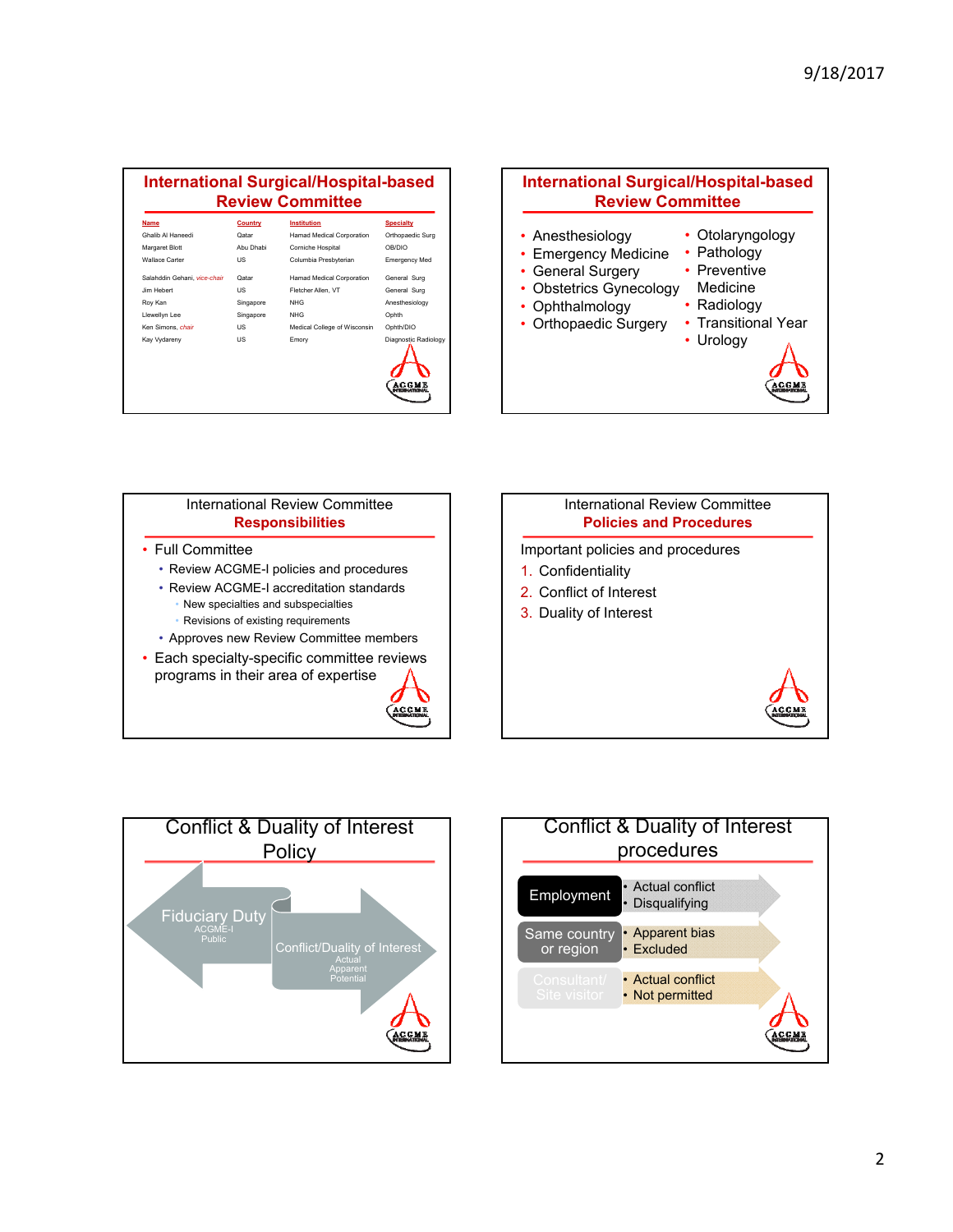## International Surgical/Hospital-based Review Committee

| Name | Country | Institution | Specialty |
|---|---|---|---|
| Ghalib Al Haneedi | Qatar | Hamad Medical Corporation | Orthopaedic Surg |
| Margaret Blott | Abu Dhabi | Corniche Hospital | OB/DIO |
| Wallace Carter | US | Columbia Presbyterian | Emergency Med |
| Salahddin Gehani, *vice-chair* | Qatar | Hamad Medical Corporation | General Surg |
| Jim Hebert | US | Fletcher Allen, VT | General Surg |
| Roy Kan | Singapore | NHG | Anesthesiology |
| Llewellyn Lee | Singapore | NHG | Ophth |
| Ken Simons, *chair* | US | Medical College of Wisconsin | Ophth/DIO |
| Kay Vydareny | US | Emory | Diagnostic Radiology |

## International Surgical/Hospital-based Review Committee

- Anesthesiology
- Emergency Medicine
- General Surgery
- Obstetrics Gynecology
- Ophthalmology
- Orthopaedic Surgery
- Otolaryngology
- Pathology
- Preventive Medicine
- Radiology
- Transitional Year
- Urology

## International Review Committee **Responsibilities**

- Full Committee
  - Review ACGME-I policies and procedures
  - Review ACGME-I accreditation standards
    - New specialties and subspecialties
    - Revisions of existing requirements
  - Approves new Review Committee members
- Each specialty-specific committee reviews programs in their area of expertise

## International Review Committee **Policies and Procedures**

Important policies and procedures

1. Confidentiality
2. Conflict of Interest
3. Duality of Interest

## Conflict & Duality of Interest Policy

- Fiduciary Duty: ACGME-I, Public
- Conflict/Duality of Interest: Actual, Apparent, Potential

## Conflict & Duality of Interest procedures

| | |
|---|---|
| Employment | • Actual conflict<br>• Disqualifying |
| Same country or region | • Apparent bias<br>• Excluded |
| Consultant/ Site visitor | • Actual conflict<br>• Not permitted |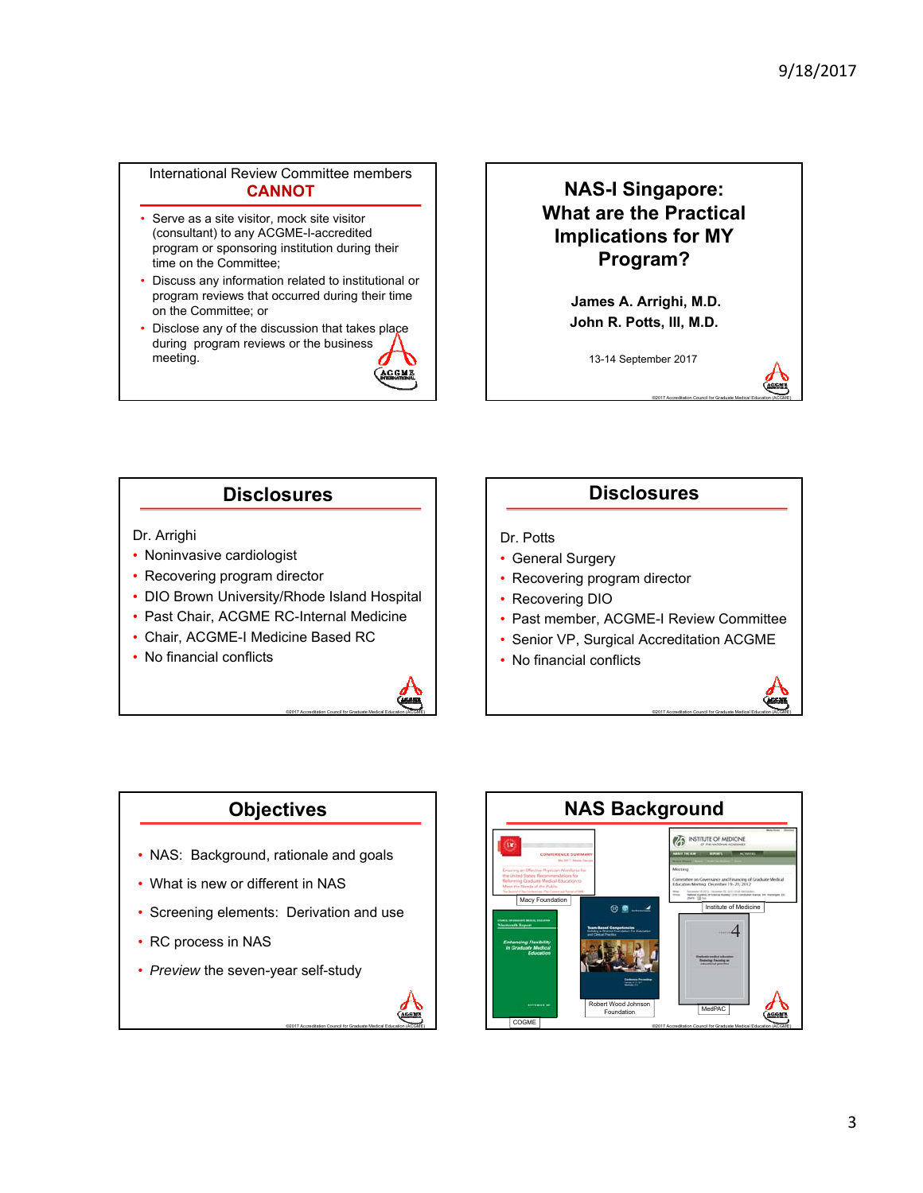## International Review Committee members CANNOT

- Serve as a site visitor, mock site visitor (consultant) to any ACGME-I-accredited program or sponsoring institution during their time on the Committee;
- Discuss any information related to institutional or program reviews that occurred during their time on the Committee; or
- Disclose any of the discussion that takes place during program reviews or the business meeting.

## NAS-I Singapore: What are the Practical Implications for MY Program?

**James A. Arrighi, M.D.**
**John R. Potts, III, M.D.**

13-14 September 2017

©2017 Accreditation Council for Graduate Medical Education (ACGME)

## Disclosures

Dr. Arrighi

- Noninvasive cardiologist
- Recovering program director
- DIO Brown University/Rhode Island Hospital
- Past Chair, ACGME RC-Internal Medicine
- Chair, ACGME-I Medicine Based RC
- No financial conflicts

©2017 Accreditation Council for Graduate Medical Education (ACGME)

## Disclosures

Dr. Potts

- General Surgery
- Recovering program director
- Recovering DIO
- Past member, ACGME-I Review Committee
- Senior VP, Surgical Accreditation ACGME
- No financial conflicts

©2017 Accreditation Council for Graduate Medical Education (ACGME)

## Objectives

- NAS: Background, rationale and goals
- What is new or different in NAS
- Screening elements: Derivation and use
- RC process in NAS
- *Preview* the seven-year self-study

©2017 Accreditation Council for Graduate Medical Education (ACGME)

## NAS Background

Macy Foundation

Institute of Medicine

COGME

Robert Wood Johnson Foundation

MedPAC

©2017 Accreditation Council for Graduate Medical Education (ACGME)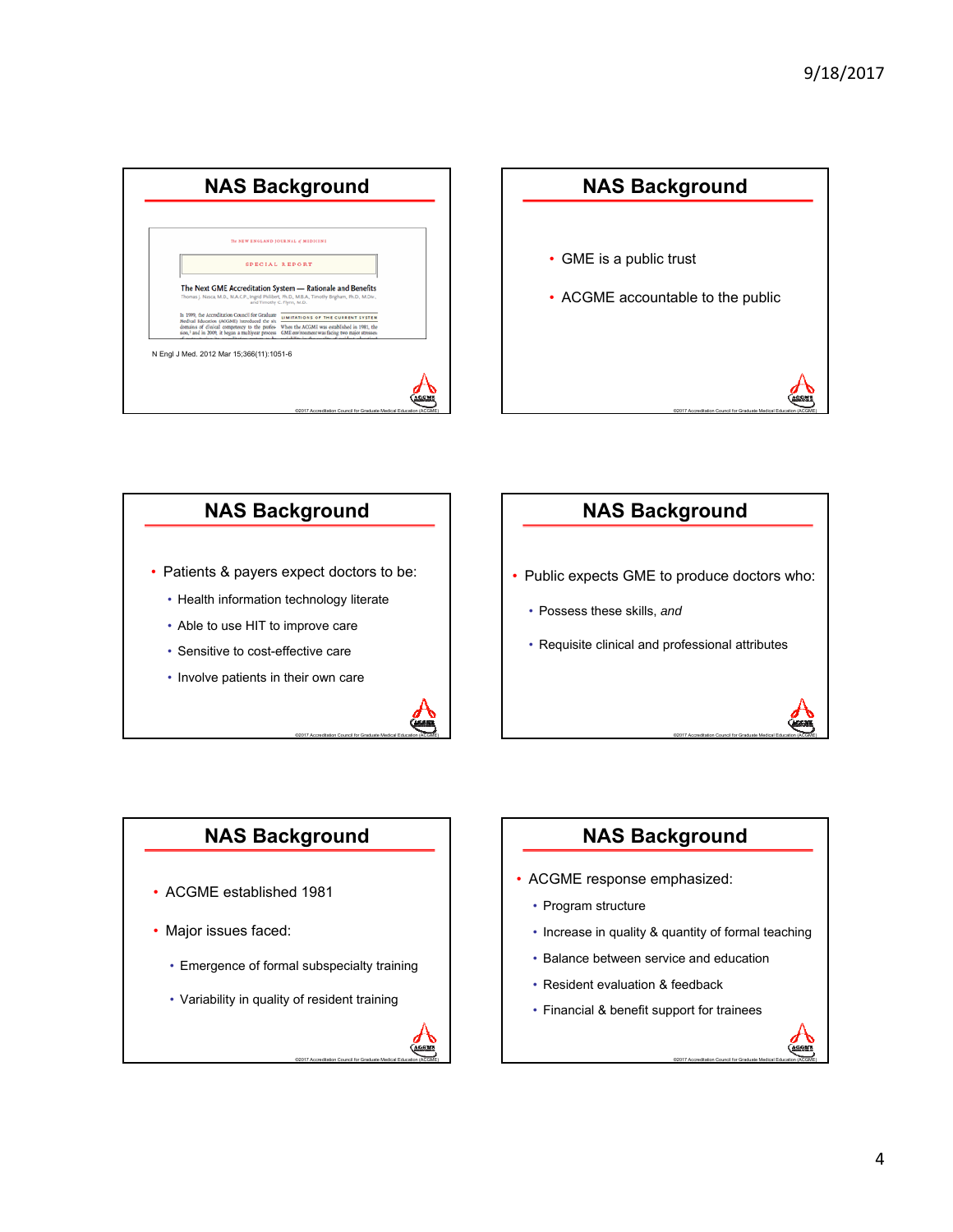## NAS Background

The NEW ENGLAND JOURNAL of MEDICINE

SPECIAL REPORT

The Next GME Accreditation System — Rationale and Benefits

N Engl J Med. 2012 Mar 15;366(11):1051-6

## NAS Background

- GME is a public trust
- ACGME accountable to the public

## NAS Background

- Patients & payers expect doctors to be:
  - Health information technology literate
  - Able to use HIT to improve care
  - Sensitive to cost-effective care
  - Involve patients in their own care

## NAS Background

- Public expects GME to produce doctors who:
  - Possess these skills, *and*
  - Requisite clinical and professional attributes

## NAS Background

- ACGME established 1981
- Major issues faced:
  - Emergence of formal subspecialty training
  - Variability in quality of resident training

## NAS Background

- ACGME response emphasized:
  - Program structure
  - Increase in quality & quantity of formal teaching
  - Balance between service and education
  - Resident evaluation & feedback
  - Financial & benefit support for trainees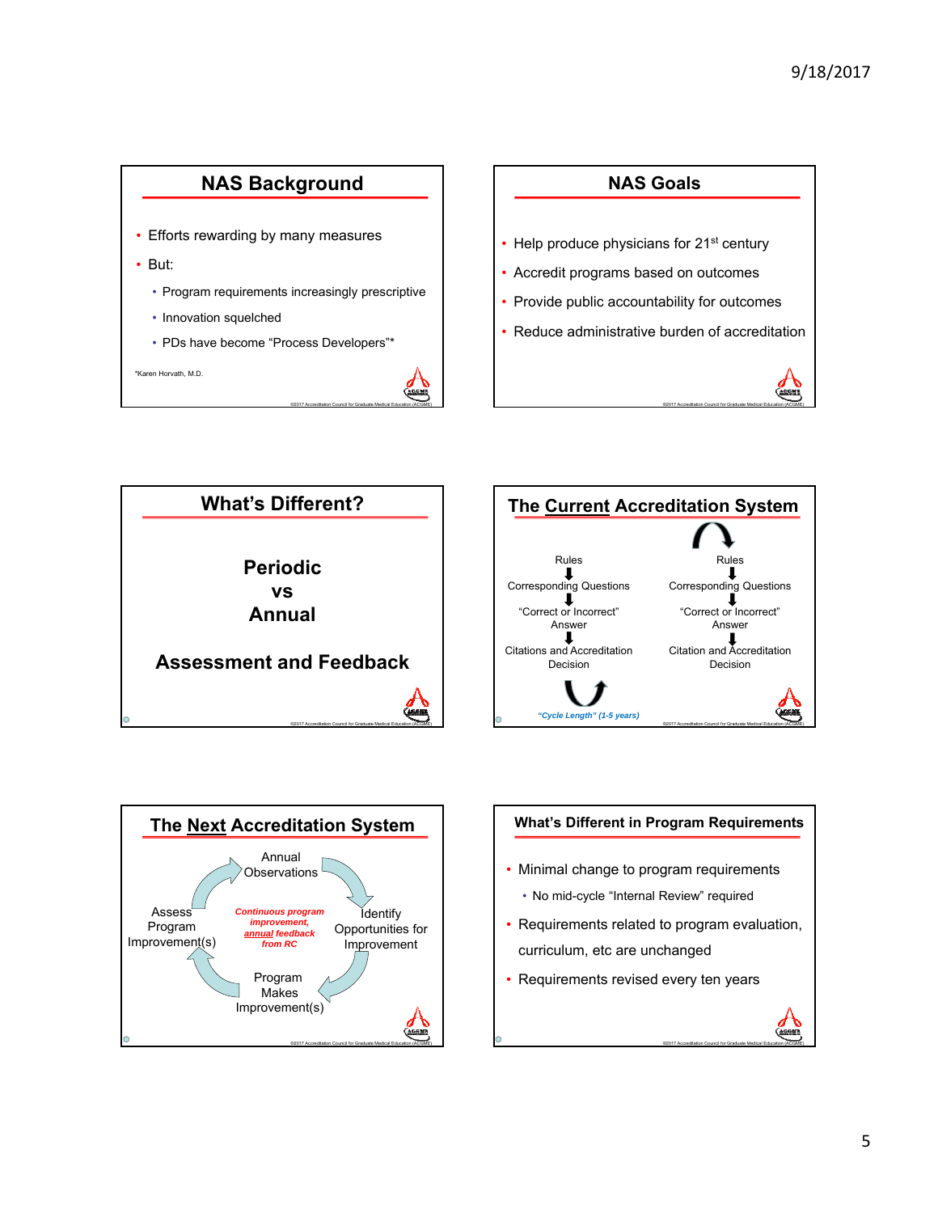## NAS Background

- Efforts rewarding by many measures
- But:
  - Program requirements increasingly prescriptive
  - Innovation squelched
  - PDs have become "Process Developers"*

*Karen Horvath, M.D.

## NAS Goals

- Help produce physicians for 21st century
- Accredit programs based on outcomes
- Provide public accountability for outcomes
- Reduce administrative burden of accreditation

## What's Different?

**Periodic**
**vs**
**Annual**

**Assessment and Feedback**

## The Current Accreditation System

Rules → Corresponding Questions → "Correct or Incorrect" Answer → Citations and Accreditation Decision

Rules → Corresponding Questions → "Correct or Incorrect" Answer → Citation and Accreditation Decision

*"Cycle Length" (1-5 years)*

## The Next Accreditation System

Annual Observations → Identify Opportunities for Improvement → Program Makes Improvement(s) → Assess Program Improvement(s) → Annual Observations

*Continuous program improvement, annual feedback from RC*

## What's Different in Program Requirements

- Minimal change to program requirements
  - No mid-cycle "Internal Review" required
- Requirements related to program evaluation, curriculum, etc are unchanged
- Requirements revised every ten years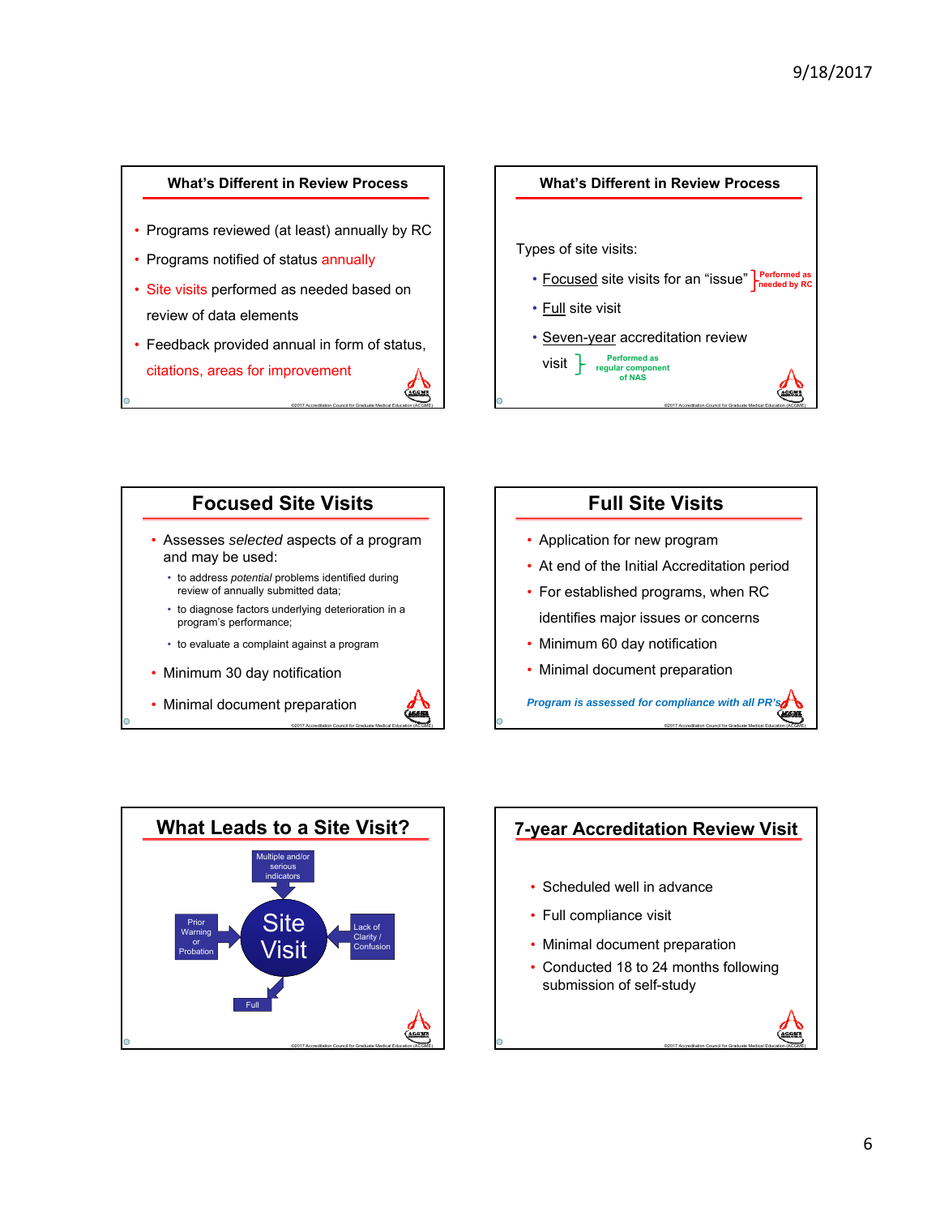## What's Different in Review Process

- Programs reviewed (at least) annually by RC
- Programs notified of status annually
- Site visits performed as needed based on review of data elements
- Feedback provided annual in form of status, citations, areas for improvement

©2017 Accreditation Council for Graduate Medical Education (ACGME)

## What's Different in Review Process

Types of site visits:

- Focused site visits for an "issue"
- Full site visit
- Seven-year accreditation review visit

Focused and Full site visits: Performed as needed by RC

Seven-year accreditation review visit: Performed as regular component of NAS

©2017 Accreditation Council for Graduate Medical Education (ACGME)

## Focused Site Visits

- Assesses *selected* aspects of a program and may be used:
  - to address *potential* problems identified during review of annually submitted data;
  - to diagnose factors underlying deterioration in a program's performance;
  - to evaluate a complaint against a program
- Minimum 30 day notification
- Minimal document preparation

©2017 Accreditation Council for Graduate Medical Education (ACGME)

## Full Site Visits

- Application for new program
- At end of the Initial Accreditation period
- For established programs, when RC identifies major issues or concerns
- Minimum 60 day notification
- Minimal document preparation

***Program is assessed for compliance with all PR's***

©2017 Accreditation Council for Graduate Medical Education (ACGME)

## What Leads to a Site Visit?

Site Visit

- Multiple and/or serious indicators
- Prior Warning or Probation
- Lack of Clarity / Confusion
- Full

©2017 Accreditation Council for Graduate Medical Education (ACGME)

## 7-year Accreditation Review Visit

- Scheduled well in advance
- Full compliance visit
- Minimal document preparation
- Conducted 18 to 24 months following submission of self-study

©2017 Accreditation Council for Graduate Medical Education (ACGME)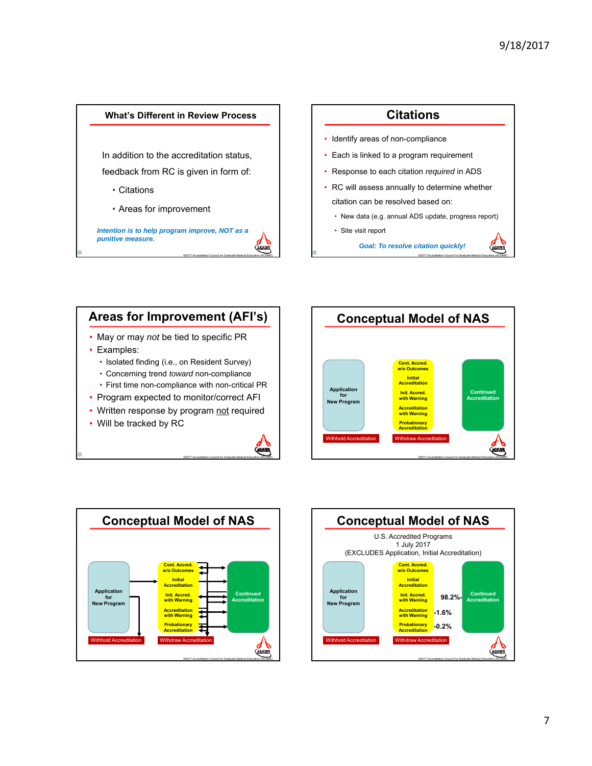## What's Different in Review Process

In addition to the accreditation status, feedback from RC is given in form of:

- Citations
- Areas for improvement

*Intention is to help program improve, NOT as a punitive measure.*

## Citations

- Identify areas of non-compliance
- Each is linked to a program requirement
- Response to each citation *required* in ADS
- RC will assess annually to determine whether citation can be resolved based on:
  - New data (e.g. annual ADS update, progress report)
  - Site visit report

*Goal: To resolve citation quickly!*

## Areas for Improvement (AFI's)

- May or may *not* be tied to specific PR
- Examples:
  - Isolated finding (i.e., on Resident Survey)
  - Concerning trend *toward* non-compliance
  - First time non-compliance with non-critical PR
- Program expected to monitor/correct AFI
- Written response by program not required
- Will be tracked by RC

## Conceptual Model of NAS

Application for New Program

Cont. Accred. w/o Outcomes
Initial Accreditation
Init. Accred. with Warning
Accreditation with Warning
Probationary Accreditation

Continued Accreditation

Withhold Accreditation
Withdraw Accreditation

## Conceptual Model of NAS

Application for New Program

Cont. Accred. w/o Outcomes
Initial Accreditation
Init. Accred. with Warning
Accreditation with Warning
Probationary Accreditation

Continued Accreditation

Withhold Accreditation
Withdraw Accreditation

## Conceptual Model of NAS

U.S. Accredited Programs
1 July 2017
(EXCLUDES Application, Initial Accreditation)

Application for New Program

Cont. Accred. w/o Outcomes
Initial Accreditation
Init. Accred. with Warning
Accreditation with Warning
Probationary Accreditation

98.2% – Continued Accreditation
1.6% – Accreditation with Warning
0.2% – Probationary Accreditation

Withhold Accreditation
Withdraw Accreditation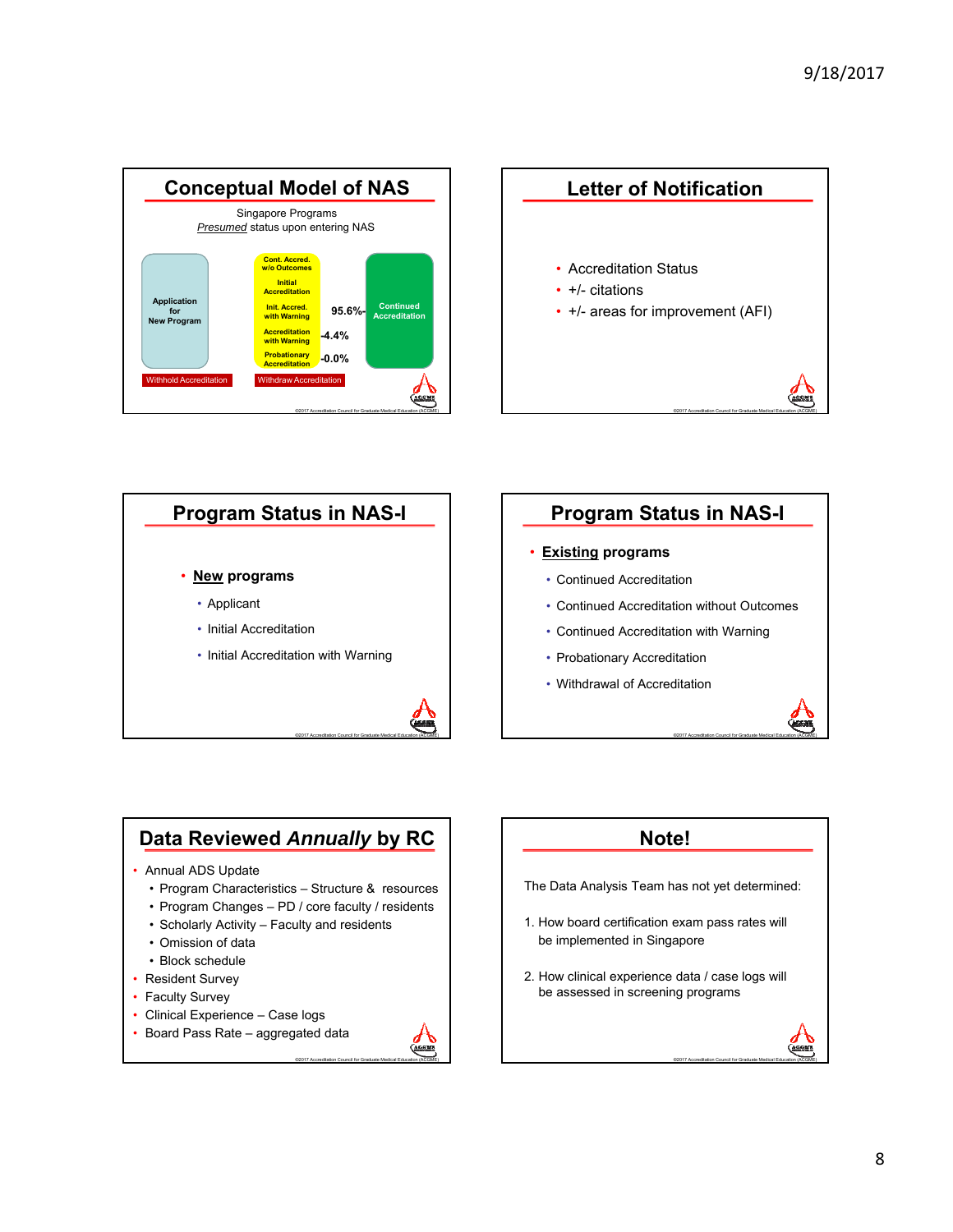## Conceptual Model of NAS

Singapore Programs

*Presumed* status upon entering NAS

- Application for New Program
- Cont. Accred. w/o Outcomes
- Initial Accreditation
- Init. Accred. with Warning
- Accreditation with Warning
- Probationary Accreditation
- Continued Accreditation

95.6%

4.4%

0.0%

Withhold Accreditation

Withdraw Accreditation

## Letter of Notification

- Accreditation Status
- +/- citations
- +/- areas for improvement (AFI)

## Program Status in NAS-I

- **New programs**
  - Applicant
  - Initial Accreditation
  - Initial Accreditation with Warning

## Program Status in NAS-I

- **Existing programs**
  - Continued Accreditation
  - Continued Accreditation without Outcomes
  - Continued Accreditation with Warning
  - Probationary Accreditation
  - Withdrawal of Accreditation

## Data Reviewed *Annually* by RC

- Annual ADS Update
  - Program Characteristics – Structure & resources
  - Program Changes – PD / core faculty / residents
  - Scholarly Activity – Faculty and residents
  - Omission of data
  - Block schedule
- Resident Survey
- Faculty Survey
- Clinical Experience – Case logs
- Board Pass Rate – aggregated data

## Note!

The Data Analysis Team has not yet determined:

1. How board certification exam pass rates will be implemented in Singapore
2. How clinical experience data / case logs will be assessed in screening programs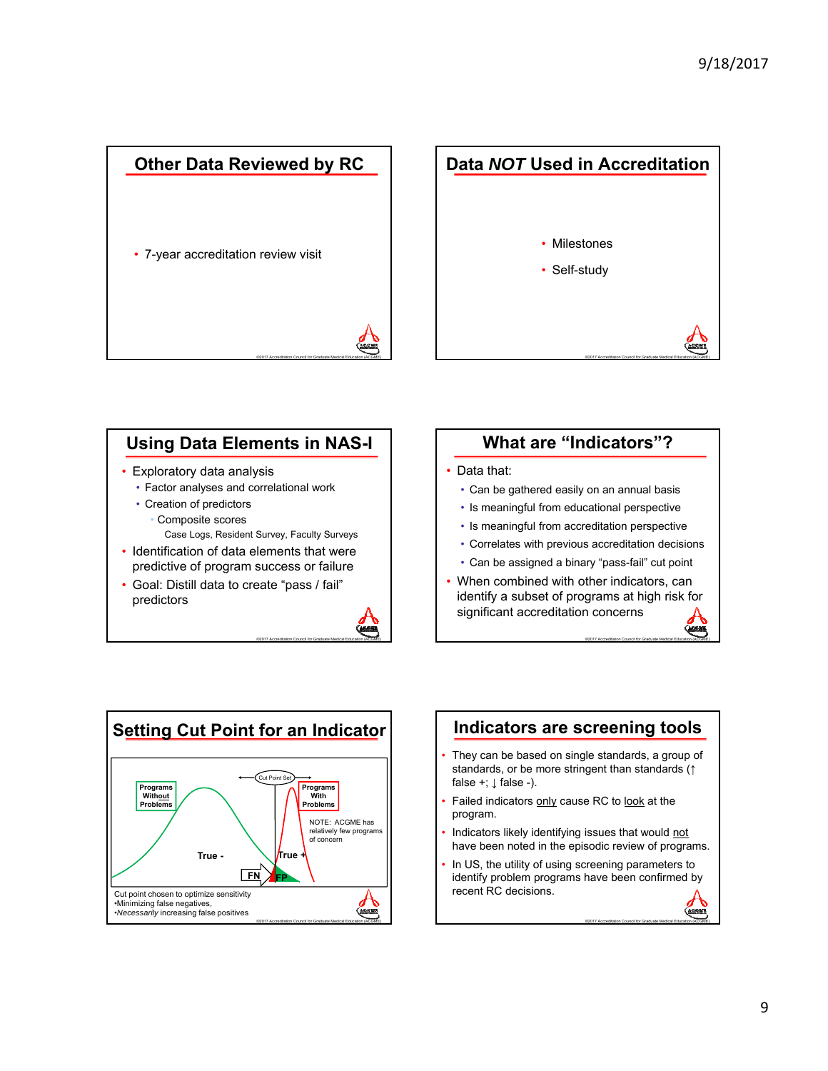## Other Data Reviewed by RC

- 7-year accreditation review visit

## Data *NOT* Used in Accreditation

- Milestones
- Self-study

## Using Data Elements in NAS-I

- Exploratory data analysis
  - Factor analyses and correlational work
  - Creation of predictors
    - Composite scores
      - Case Logs, Resident Survey, Faculty Surveys
- Identification of data elements that were predictive of program success or failure
- Goal: Distill data to create "pass / fail" predictors

## What are "Indicators"?

- Data that:
  - Can be gathered easily on an annual basis
  - Is meaningful from educational perspective
  - Is meaningful from accreditation perspective
  - Correlates with previous accreditation decisions
  - Can be assigned a binary "pass-fail" cut point
- When combined with other indicators, can identify a subset of programs at high risk for significant accreditation concerns

## Setting Cut Point for an Indicator

Cut Point Set

Programs Without Problems

Programs With Problems

NOTE: ACGME has relatively few programs of concern

True -

True +

FN

FP

Cut point chosen to optimize sensitivity
- Minimizing false negatives,
- *Necessarily* increasing false positives

## Indicators are screening tools

- They can be based on single standards, a group of standards, or be more stringent than standards (↑ false +; ↓ false -).
- Failed indicators <u>only</u> cause RC to <u>look</u> at the program.
- Indicators likely identifying issues that would <u>not</u> have been noted in the episodic review of programs.
- In US, the utility of using screening parameters to identify problem programs have been confirmed by recent RC decisions.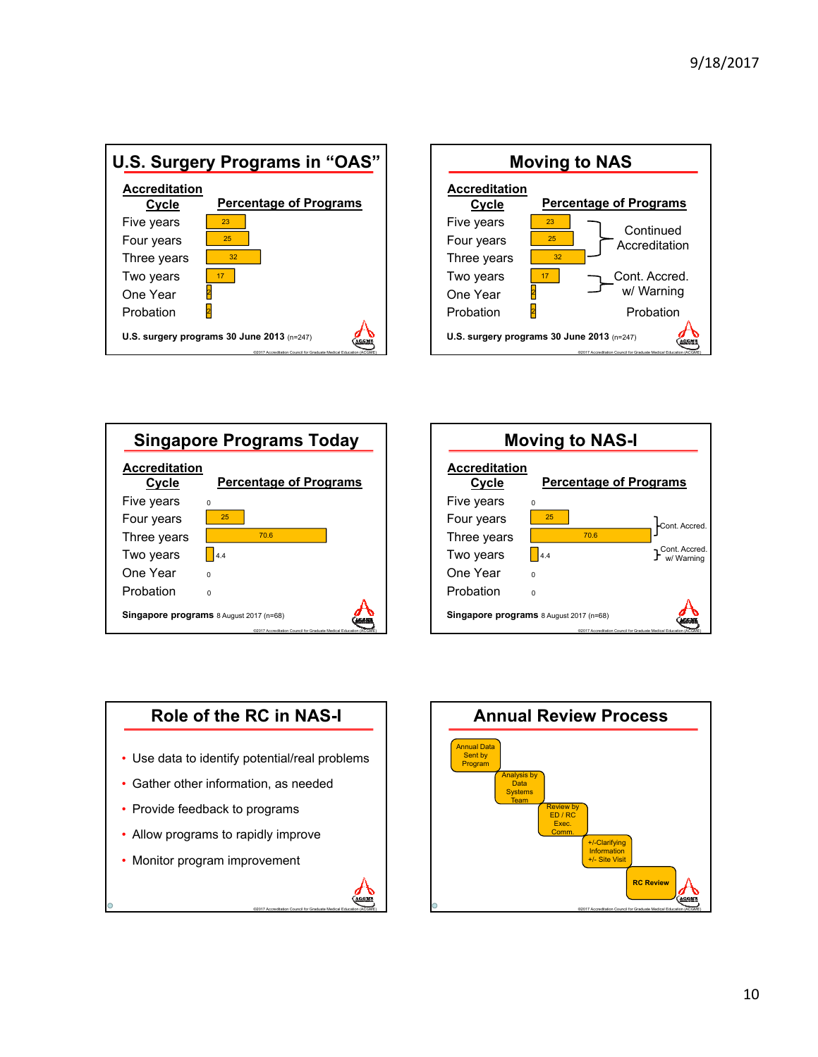## U.S. Surgery Programs in "OAS"

| Accreditation Cycle | Percentage of Programs |
|---|---|
| Five years | 23 |
| Four years | 25 |
| Three years | 32 |
| Two years | 17 |
| One Year | 2 |
| Probation | 2 |

**U.S. surgery programs 30 June 2013** (n=247)

©2017 Accreditation Council for Graduate Medical Education (ACGME)

## Moving to NAS

| Accreditation Cycle | Percentage of Programs | |
|---|---|---|
| Five years | 23 | Continued Accreditation |
| Four years | 25 | |
| Three years | 32 | |
| Two years | 17 | Cont. Accred. w/ Warning |
| One Year | 2 | |
| Probation | 2 | Probation |

**U.S. surgery programs 30 June 2013** (n=247)

©2017 Accreditation Council for Graduate Medical Education (ACGME)

## Singapore Programs Today

| Accreditation Cycle | Percentage of Programs |
|---|---|
| Five years | 0 |
| Four years | 25 |
| Three years | 70.6 |
| Two years | 4.4 |
| One Year | 0 |
| Probation | 0 |

**Singapore programs** 8 August 2017 (n=68)

©2017 Accreditation Council for Graduate Medical Education (ACGME)

## Moving to NAS-I

| Accreditation Cycle | Percentage of Programs | |
|---|---|---|
| Five years | 0 | |
| Four years | 25 | Cont. Accred. |
| Three years | 70.6 | |
| Two years | 4.4 | Cont. Accred. w/ Warning |
| One Year | 0 | |
| Probation | 0 | |

**Singapore programs** 8 August 2017 (n=68)

©2017 Accreditation Council for Graduate Medical Education (ACGME)

## Role of the RC in NAS-I

- Use data to identify potential/real problems
- Gather other information, as needed
- Provide feedback to programs
- Allow programs to rapidly improve
- Monitor program improvement

©2017 Accreditation Council for Graduate Medical Education (ACGME)

## Annual Review Process

1. Annual Data Sent by Program
2. Analysis by Data Systems Team
3. Review by ED / RC Exec. Comm.
4. +/-Clarifying Information +/- Site Visit
5. RC Review

©2017 Accreditation Council for Graduate Medical Education (ACGME)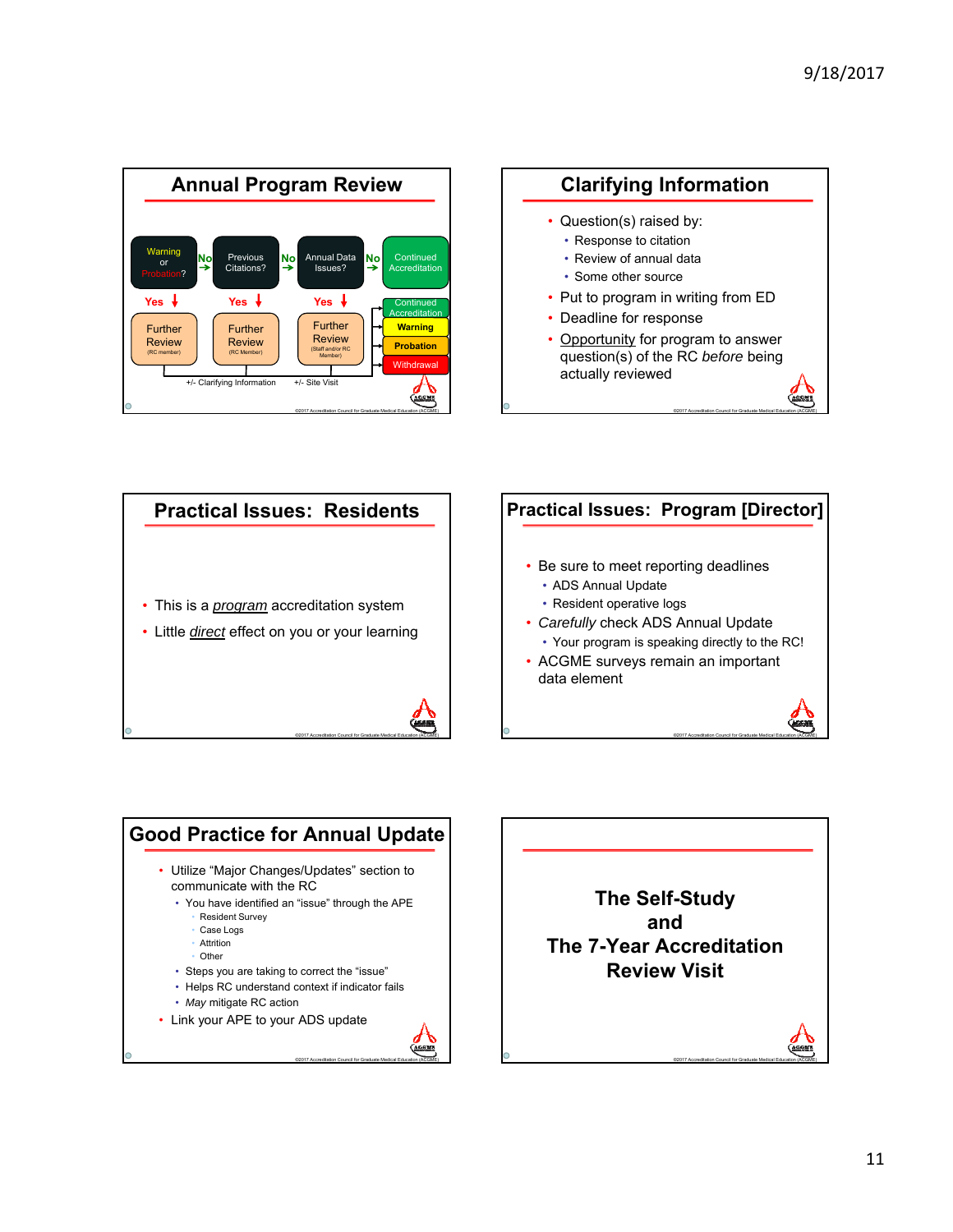## Annual Program Review

Warning or Probation? → No → Previous Citations? → No → Annual Data Issues? → No → Continued Accreditation

- Warning or Probation? — Yes → Further Review (RC member)
- Previous Citations? — Yes → Further Review (RC Member)
- Annual Data Issues? — Yes → Further Review (Staff and/or RC Member)

Further Review → Continued Accreditation / Warning / Probation / Withdrawal

+/- Clarifying Information    +/- Site Visit

©2017 Accreditation Council for Graduate Medical Education (ACGME)

## Clarifying Information

- Question(s) raised by:
  - Response to citation
  - Review of annual data
  - Some other source
- Put to program in writing from ED
- Deadline for response
- Opportunity for program to answer question(s) of the RC *before* being actually reviewed

©2017 Accreditation Council for Graduate Medical Education (ACGME)

## Practical Issues: Residents

- This is a *program* accreditation system
- Little *direct* effect on you or your learning

©2017 Accreditation Council for Graduate Medical Education (ACGME)

## Practical Issues: Program [Director]

- Be sure to meet reporting deadlines
  - ADS Annual Update
  - Resident operative logs
- *Carefully* check ADS Annual Update
  - Your program is speaking directly to the RC!
- ACGME surveys remain an important data element

©2017 Accreditation Council for Graduate Medical Education (ACGME)

## Good Practice for Annual Update

- Utilize "Major Changes/Updates" section to communicate with the RC
  - You have identified an "issue" through the APE
    - Resident Survey
    - Case Logs
    - Attrition
    - Other
  - Steps you are taking to correct the "issue"
  - Helps RC understand context if indicator fails
  - *May* mitigate RC action
- Link your APE to your ADS update

©2017 Accreditation Council for Graduate Medical Education (ACGME)

## The Self-Study and The 7-Year Accreditation Review Visit

©2017 Accreditation Council for Graduate Medical Education (ACGME)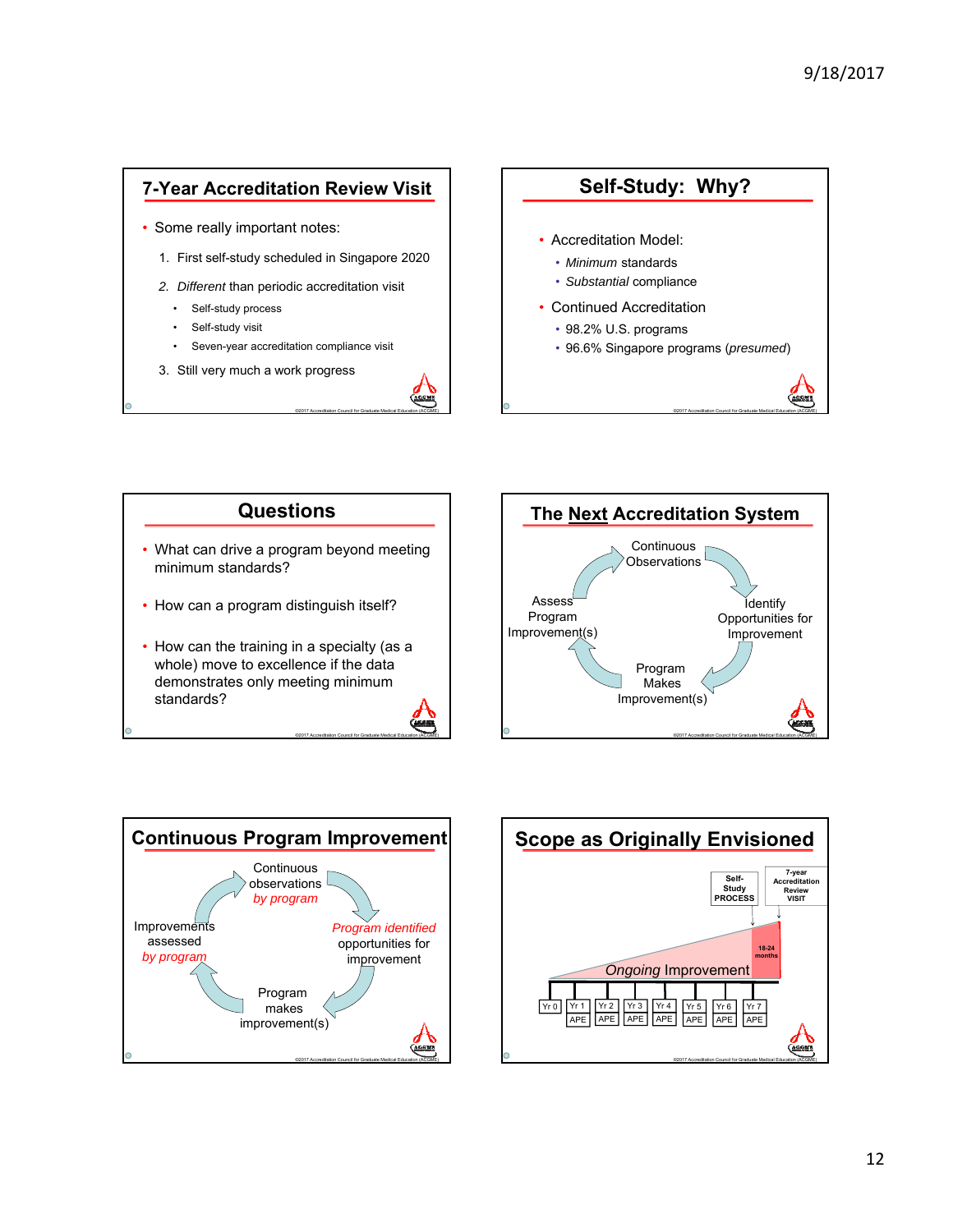## 7-Year Accreditation Review Visit

- Some really important notes:
  1. First self-study scheduled in Singapore 2020
  2. *Different* than periodic accreditation visit
     - Self-study process
     - Self-study visit
     - Seven-year accreditation compliance visit
  3. Still very much a work progress

## Self-Study: Why?

- Accreditation Model:
  - *Minimum* standards
  - *Substantial* compliance
- Continued Accreditation
  - 98.2% U.S. programs
  - 96.6% Singapore programs (*presumed*)

## Questions

- What can drive a program beyond meeting minimum standards?
- How can a program distinguish itself?
- How can the training in a specialty (as a whole) move to excellence if the data demonstrates only meeting minimum standards?

## The Next Accreditation System

Continuous Observations → Identify Opportunities for Improvement → Program Makes Improvement(s) → Assess Program Improvement(s) → Continuous Observations

## Continuous Program Improvement

Continuous observations *by program* → *Program identified* opportunities for improvement → Program makes improvement(s) → Improvements assessed *by program* → Continuous observations *by program*

## Scope as Originally Envisioned

Self-Study PROCESS

7-year Accreditation Review VISIT

18-24 months

*Ongoing* Improvement

| Yr 0 | Yr 1 | Yr 2 | Yr 3 | Yr 4 | Yr 5 | Yr 6 | Yr 7 |
|---|---|---|---|---|---|---|---|
| | APE | APE | APE | APE | APE | APE | APE |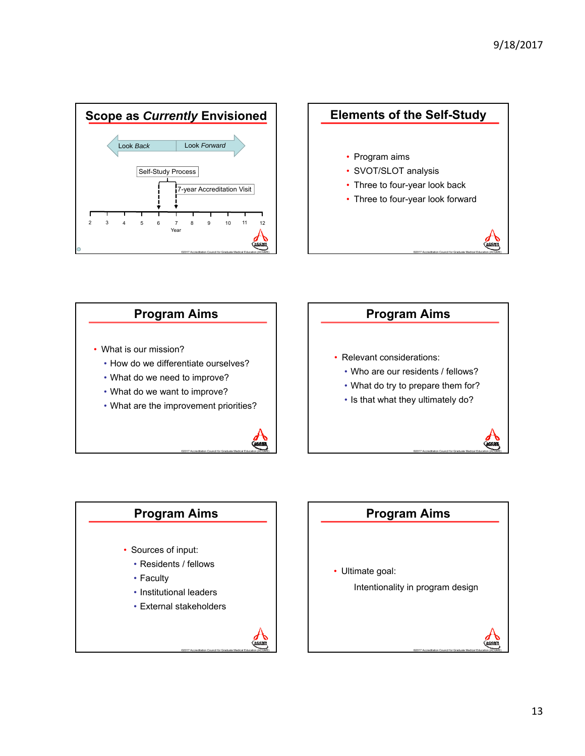## Scope as *Currently* Envisioned

Look *Back* | Look *Forward*

Self-Study Process

7-year Accreditation Visit

2 3 4 5 6 7 8 9 10 11 12

Year

©2017 Accreditation Council for Graduate Medical Education (ACGME)

## Elements of the Self-Study

- Program aims
- SVOT/SLOT analysis
- Three to four-year look back
- Three to four-year look forward

©2017 Accreditation Council for Graduate Medical Education (ACGME)

## Program Aims

- What is our mission?
  - How do we differentiate ourselves?
  - What do we need to improve?
  - What do we want to improve?
  - What are the improvement priorities?

©2017 Accreditation Council for Graduate Medical Education (ACGME)

## Program Aims

- Relevant considerations:
  - Who are our residents / fellows?
  - What do try to prepare them for?
  - Is that what they ultimately do?

©2017 Accreditation Council for Graduate Medical Education (ACGME)

## Program Aims

- Sources of input:
  - Residents / fellows
  - Faculty
  - Institutional leaders
  - External stakeholders

©2017 Accreditation Council for Graduate Medical Education (ACGME)

## Program Aims

- Ultimate goal:

  Intentionality in program design

©2017 Accreditation Council for Graduate Medical Education (ACGME)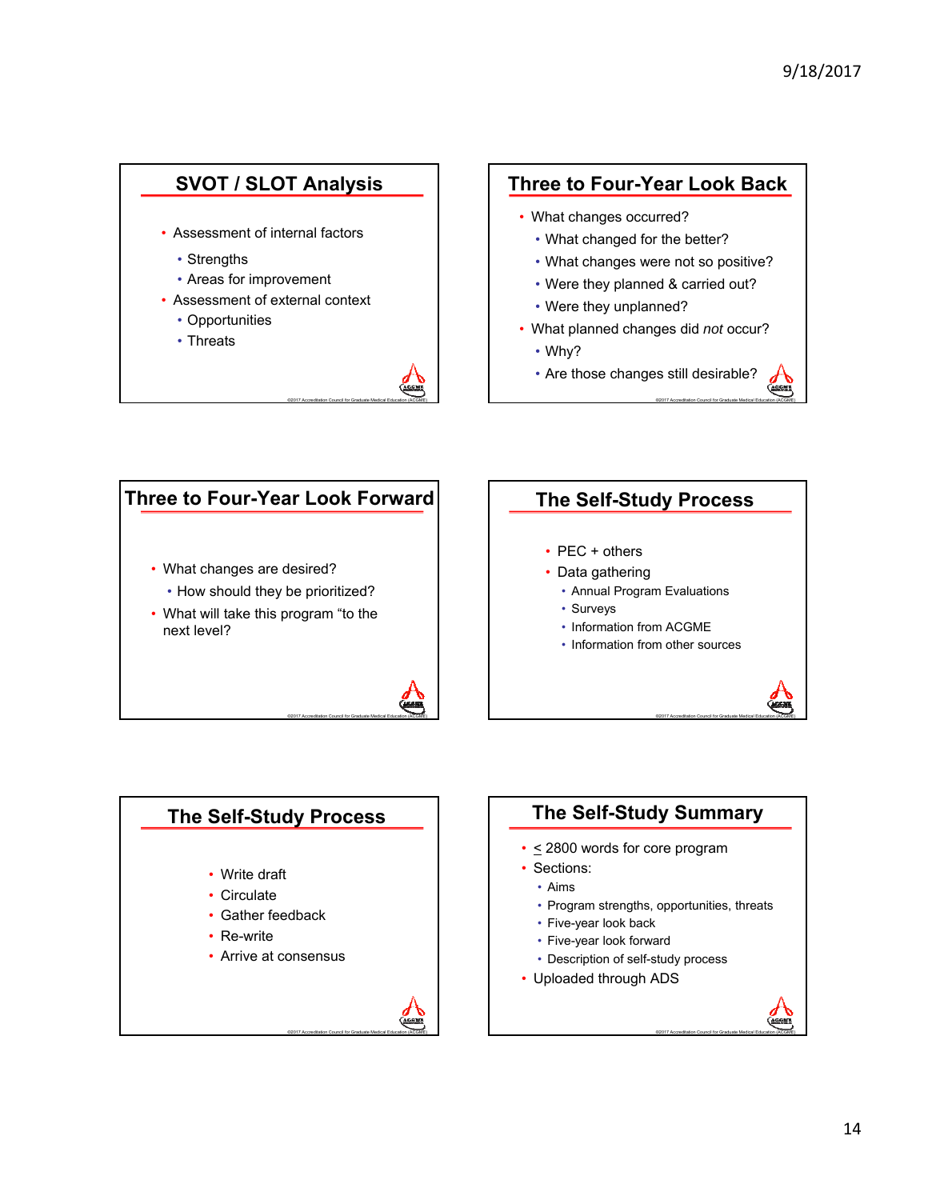## SVOT / SLOT Analysis

- Assessment of internal factors
  - Strengths
  - Areas for improvement
- Assessment of external context
  - Opportunities
  - Threats

## Three to Four-Year Look Back

- What changes occurred?
  - What changed for the better?
  - What changes were not so positive?
  - Were they planned & carried out?
  - Were they unplanned?
- What planned changes did *not* occur?
  - Why?
  - Are those changes still desirable?

## Three to Four-Year Look Forward

- What changes are desired?
  - How should they be prioritized?
- What will take this program "to the next level?

## The Self-Study Process

- PEC + others
- Data gathering
  - Annual Program Evaluations
  - Surveys
  - Information from ACGME
  - Information from other sources

## The Self-Study Process

- Write draft
- Circulate
- Gather feedback
- Re-write
- Arrive at consensus

## The Self-Study Summary

- ≤ 2800 words for core program
- Sections:
  - Aims
  - Program strengths, opportunities, threats
  - Five-year look back
  - Five-year look forward
  - Description of self-study process
- Uploaded through ADS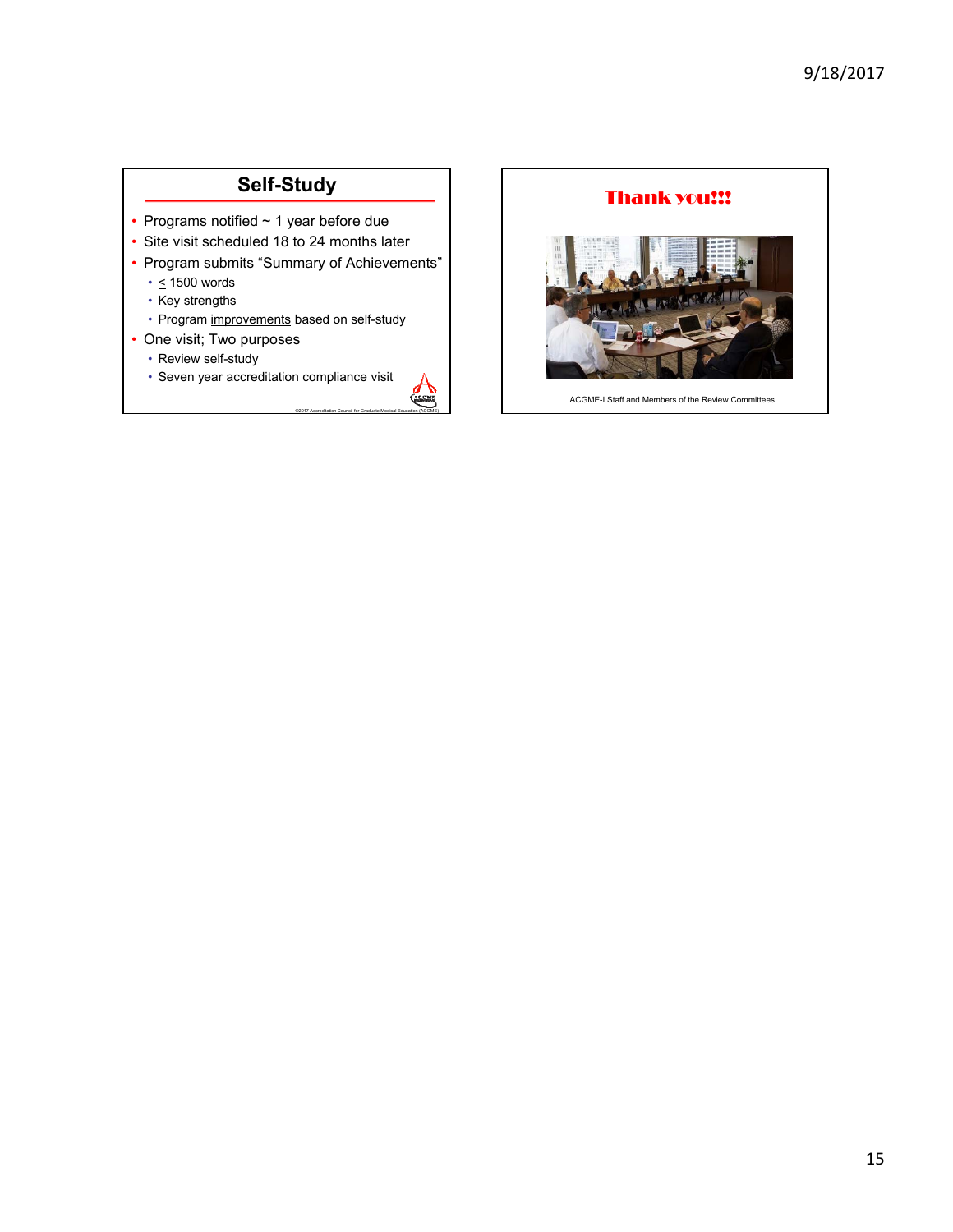## Self-Study

- Programs notified ~ 1 year before due
- Site visit scheduled 18 to 24 months later
- Program submits "Summary of Achievements"
  - ≤ 1500 words
  - Key strengths
  - Program improvements based on self-study
- One visit; Two purposes
  - Review self-study
  - Seven year accreditation compliance visit

©2017 Accreditation Council for Graduate Medical Education (ACGME)

## Thank you!!!

ACGME-I Staff and Members of the Review Committees